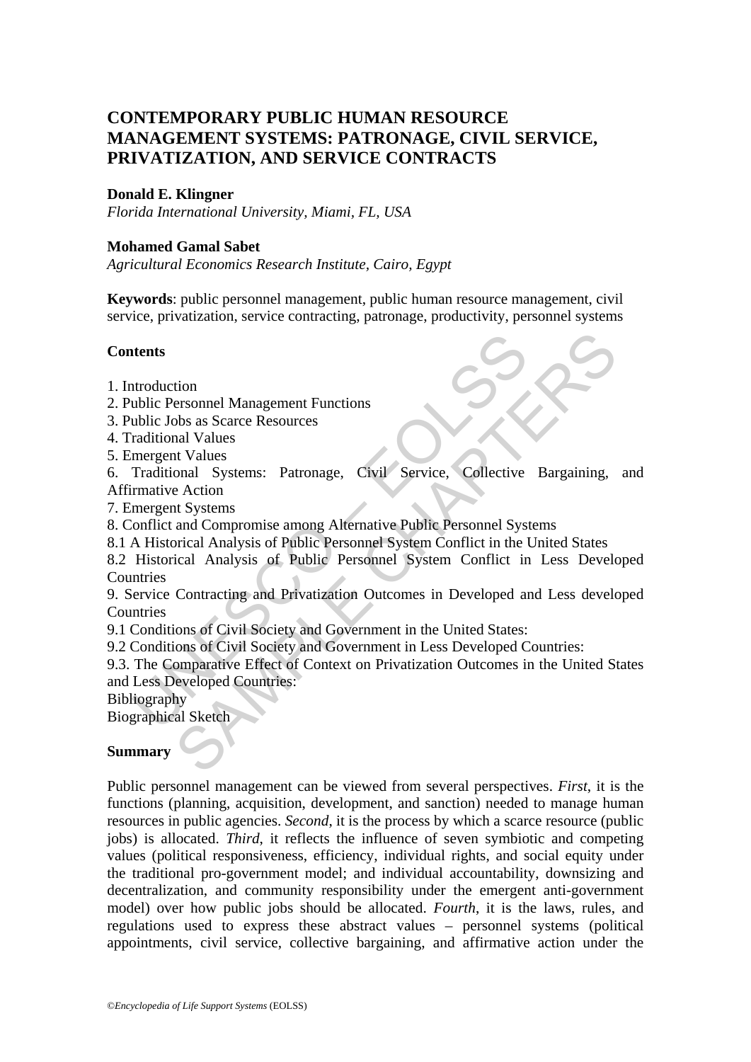# CONTEMPORARY PUBLIC HUMAN RESOURCE MANAGEMENT SYSTEMS: PATRONAGE, CIVIL SERVICE, PRIVATIZATION, AND SERVICE CONTRACTS

**Donald E. Klingner**
*Florida International University, Miami, FL, USA*

**Mohamed Gamal Sabet**
*Agricultural Economics Research Institute, Cairo, Egypt*

**Keywords**: public personnel management, public human resource management, civil service, privatization, service contracting, patronage, productivity, personnel systems

## Contents

1. Introduction
2. Public Personnel Management Functions
3. Public Jobs as Scarce Resources
4. Traditional Values
5. Emergent Values
6. Traditional Systems: Patronage, Civil Service, Collective Bargaining, and Affirmative Action
7. Emergent Systems
8. Conflict and Compromise among Alternative Public Personnel Systems
8.1 A Historical Analysis of Public Personnel System Conflict in the United States
8.2 Historical Analysis of Public Personnel System Conflict in Less Developed Countries
9. Service Contracting and Privatization Outcomes in Developed and Less developed Countries
9.1 Conditions of Civil Society and Government in the United States:
9.2 Conditions of Civil Society and Government in Less Developed Countries:
9.3. The Comparative Effect of Context on Privatization Outcomes in the United States and Less Developed Countries:

Bibliography
Biographical Sketch

## Summary

Public personnel management can be viewed from several perspectives. *First*, it is the functions (planning, acquisition, development, and sanction) needed to manage human resources in public agencies. *Second*, it is the process by which a scarce resource (public jobs) is allocated. *Third*, it reflects the influence of seven symbiotic and competing values (political responsiveness, efficiency, individual rights, and social equity under the traditional pro-government model; and individual accountability, downsizing and decentralization, and community responsibility under the emergent anti-government model) over how public jobs should be allocated. *Fourth*, it is the laws, rules, and regulations used to express these abstract values – personnel systems (political appointments, civil service, collective bargaining, and affirmative action under the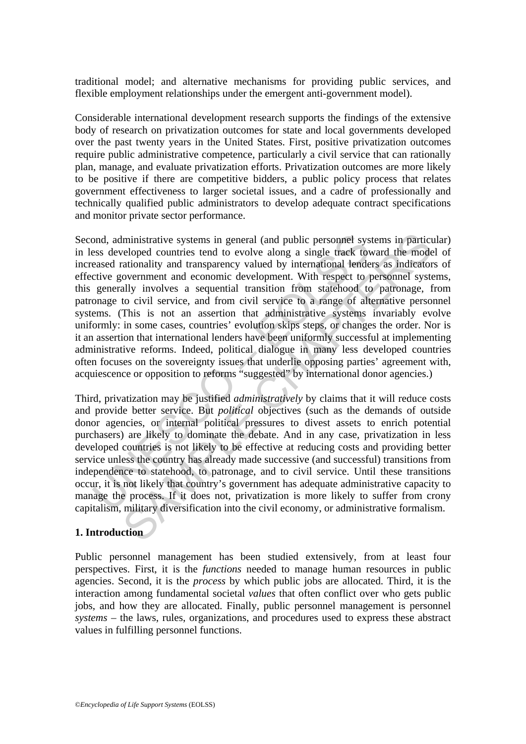traditional model; and alternative mechanisms for providing public services, and flexible employment relationships under the emergent anti-government model).

Considerable international development research supports the findings of the extensive body of research on privatization outcomes for state and local governments developed over the past twenty years in the United States. First, positive privatization outcomes require public administrative competence, particularly a civil service that can rationally plan, manage, and evaluate privatization efforts. Privatization outcomes are more likely to be positive if there are competitive bidders, a public policy process that relates government effectiveness to larger societal issues, and a cadre of professionally and technically qualified public administrators to develop adequate contract specifications and monitor private sector performance.

Second, administrative systems in general (and public personnel systems in particular) in less developed countries tend to evolve along a single track toward the model of increased rationality and transparency valued by international lenders as indicators of effective government and economic development. With respect to personnel systems, this generally involves a sequential transition from statehood to patronage, from patronage to civil service, and from civil service to a range of alternative personnel systems. (This is not an assertion that administrative systems invariably evolve uniformly: in some cases, countries' evolution skips steps, or changes the order. Nor is it an assertion that international lenders have been uniformly successful at implementing administrative reforms. Indeed, political dialogue in many less developed countries often focuses on the sovereignty issues that underlie opposing parties' agreement with, acquiescence or opposition to reforms "suggested" by international donor agencies.)

Third, privatization may be justified *administratively* by claims that it will reduce costs and provide better service. But *political* objectives (such as the demands of outside donor agencies, or internal political pressures to divest assets to enrich potential purchasers) are likely to dominate the debate. And in any case, privatization in less developed countries is not likely to be effective at reducing costs and providing better service unless the country has already made successive (and successful) transitions from independence to statehood, to patronage, and to civil service. Until these transitions occur, it is not likely that country's government has adequate administrative capacity to manage the process. If it does not, privatization is more likely to suffer from crony capitalism, military diversification into the civil economy, or administrative formalism.

## 1. Introduction

Public personnel management has been studied extensively, from at least four perspectives. First, it is the *functions* needed to manage human resources in public agencies. Second, it is the *process* by which public jobs are allocated. Third, it is the interaction among fundamental societal *values* that often conflict over who gets public jobs, and how they are allocated. Finally, public personnel management is personnel *systems* – the laws, rules, organizations, and procedures used to express these abstract values in fulfilling personnel functions.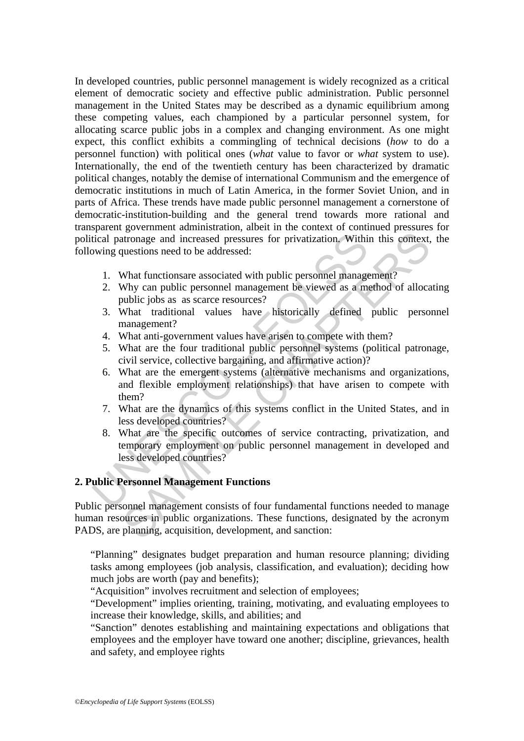In developed countries, public personnel management is widely recognized as a critical element of democratic society and effective public administration. Public personnel management in the United States may be described as a dynamic equilibrium among these competing values, each championed by a particular personnel system, for allocating scarce public jobs in a complex and changing environment. As one might expect, this conflict exhibits a commingling of technical decisions (*how* to do a personnel function) with political ones (*what* value to favor or *what* system to use). Internationally, the end of the twentieth century has been characterized by dramatic political changes, notably the demise of international Communism and the emergence of democratic institutions in much of Latin America, in the former Soviet Union, and in parts of Africa. These trends have made public personnel management a cornerstone of democratic-institution-building and the general trend towards more rational and transparent government administration, albeit in the context of continued pressures for political patronage and increased pressures for privatization. Within this context, the following questions need to be addressed:

1. What functionsare associated with public personnel management?
2. Why can public personnel management be viewed as a method of allocating public jobs as as scarce resources?
3. What traditional values have historically defined public personnel management?
4. What anti-government values have arisen to compete with them?
5. What are the four traditional public personnel systems (political patronage, civil service, collective bargaining, and affirmative action)?
6. What are the emergent systems (alternative mechanisms and organizations, and flexible employment relationships) that have arisen to compete with them?
7. What are the dynamics of this systems conflict in the United States, and in less developed countries?
8. What are the specific outcomes of service contracting, privatization, and temporary employment on public personnel management in developed and less developed countries?

## 2. Public Personnel Management Functions

Public personnel management consists of four fundamental functions needed to manage human resources in public organizations. These functions, designated by the acronym PADS, are planning, acquisition, development, and sanction:

"Planning" designates budget preparation and human resource planning; dividing tasks among employees (job analysis, classification, and evaluation); deciding how much jobs are worth (pay and benefits);

"Acquisition" involves recruitment and selection of employees;

"Development" implies orienting, training, motivating, and evaluating employees to increase their knowledge, skills, and abilities; and

"Sanction" denotes establishing and maintaining expectations and obligations that employees and the employer have toward one another; discipline, grievances, health and safety, and employee rights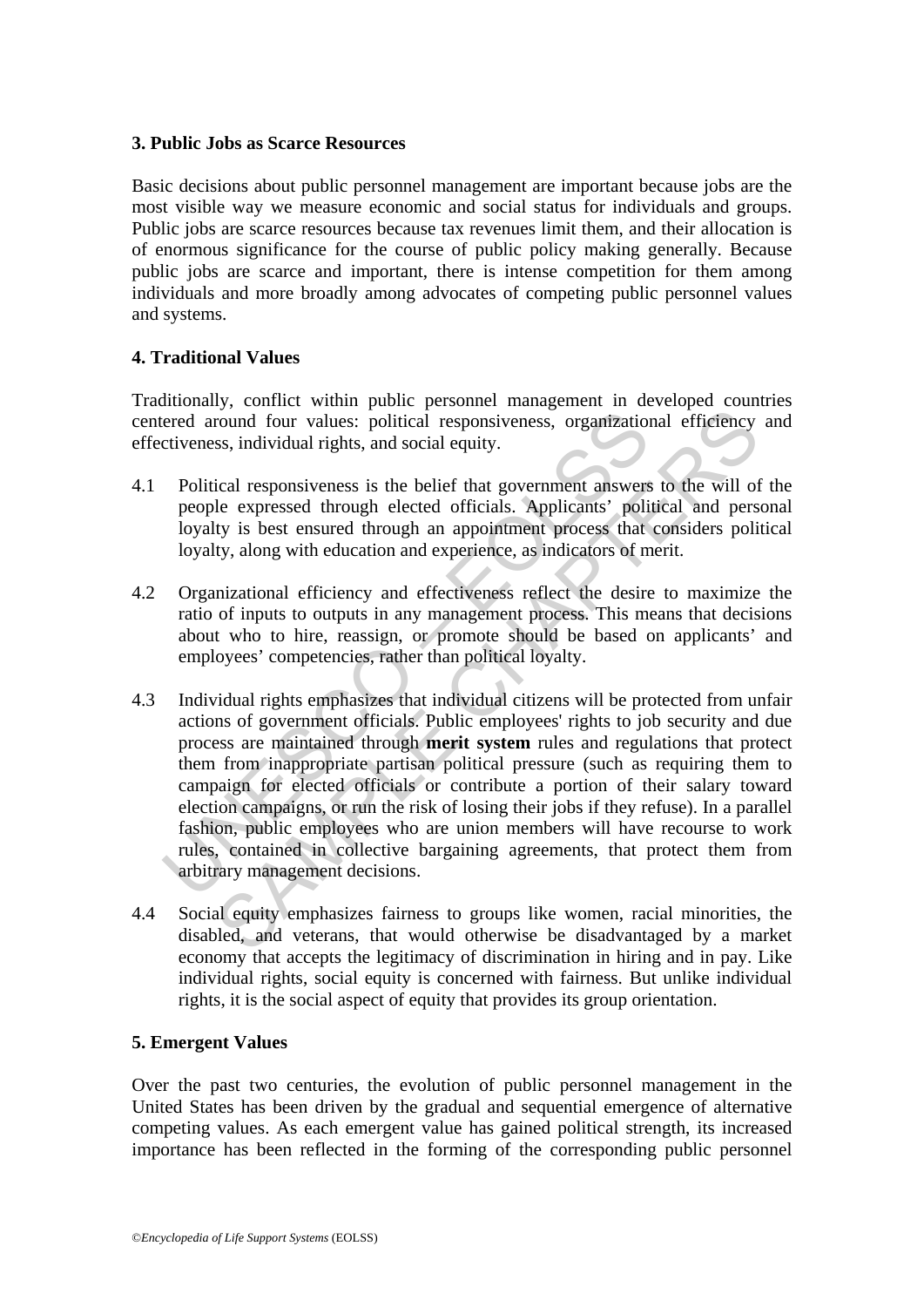## 3. Public Jobs as Scarce Resources

Basic decisions about public personnel management are important because jobs are the most visible way we measure economic and social status for individuals and groups. Public jobs are scarce resources because tax revenues limit them, and their allocation is of enormous significance for the course of public policy making generally. Because public jobs are scarce and important, there is intense competition for them among individuals and more broadly among advocates of competing public personnel values and systems.

## 4. Traditional Values

Traditionally, conflict within public personnel management in developed countries centered around four values: political responsiveness, organizational efficiency and effectiveness, individual rights, and social equity.

4.1 Political responsiveness is the belief that government answers to the will of the people expressed through elected officials. Applicants' political and personal loyalty is best ensured through an appointment process that considers political loyalty, along with education and experience, as indicators of merit.

4.2 Organizational efficiency and effectiveness reflect the desire to maximize the ratio of inputs to outputs in any management process. This means that decisions about who to hire, reassign, or promote should be based on applicants' and employees' competencies, rather than political loyalty.

4.3 Individual rights emphasizes that individual citizens will be protected from unfair actions of government officials. Public employees' rights to job security and due process are maintained through **merit system** rules and regulations that protect them from inappropriate partisan political pressure (such as requiring them to campaign for elected officials or contribute a portion of their salary toward election campaigns, or run the risk of losing their jobs if they refuse). In a parallel fashion, public employees who are union members will have recourse to work rules, contained in collective bargaining agreements, that protect them from arbitrary management decisions.

4.4 Social equity emphasizes fairness to groups like women, racial minorities, the disabled, and veterans, that would otherwise be disadvantaged by a market economy that accepts the legitimacy of discrimination in hiring and in pay. Like individual rights, social equity is concerned with fairness. But unlike individual rights, it is the social aspect of equity that provides its group orientation.

## 5. Emergent Values

Over the past two centuries, the evolution of public personnel management in the United States has been driven by the gradual and sequential emergence of alternative competing values. As each emergent value has gained political strength, its increased importance has been reflected in the forming of the corresponding public personnel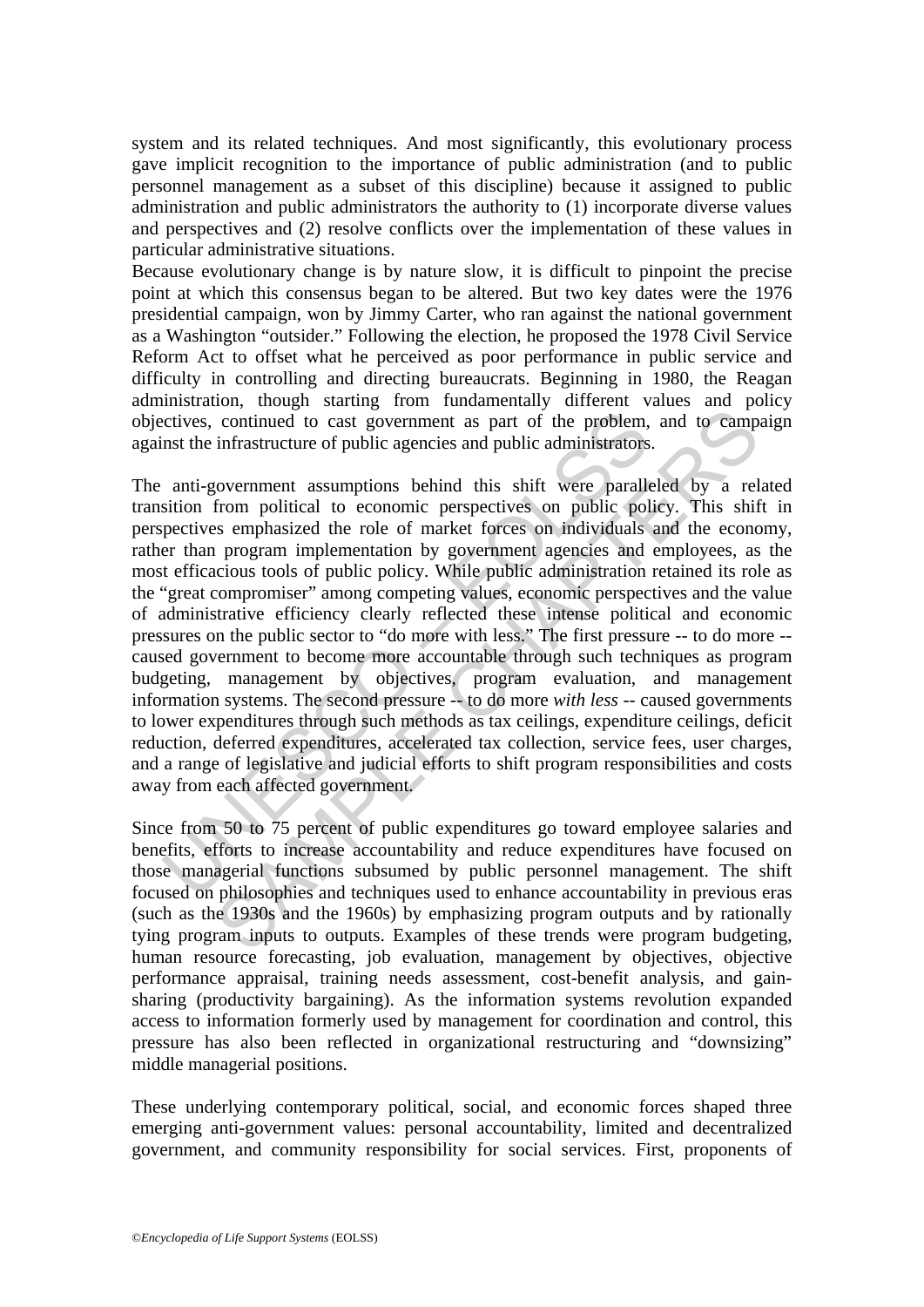system and its related techniques. And most significantly, this evolutionary process gave implicit recognition to the importance of public administration (and to public personnel management as a subset of this discipline) because it assigned to public administration and public administrators the authority to (1) incorporate diverse values and perspectives and (2) resolve conflicts over the implementation of these values in particular administrative situations.

Because evolutionary change is by nature slow, it is difficult to pinpoint the precise point at which this consensus began to be altered. But two key dates were the 1976 presidential campaign, won by Jimmy Carter, who ran against the national government as a Washington "outsider." Following the election, he proposed the 1978 Civil Service Reform Act to offset what he perceived as poor performance in public service and difficulty in controlling and directing bureaucrats. Beginning in 1980, the Reagan administration, though starting from fundamentally different values and policy objectives, continued to cast government as part of the problem, and to campaign against the infrastructure of public agencies and public administrators.

The anti-government assumptions behind this shift were paralleled by a related transition from political to economic perspectives on public policy. This shift in perspectives emphasized the role of market forces on individuals and the economy, rather than program implementation by government agencies and employees, as the most efficacious tools of public policy. While public administration retained its role as the "great compromiser" among competing values, economic perspectives and the value of administrative efficiency clearly reflected these intense political and economic pressures on the public sector to "do more with less." The first pressure -- to do more -- caused government to become more accountable through such techniques as program budgeting, management by objectives, program evaluation, and management information systems. The second pressure -- to do more *with less* -- caused governments to lower expenditures through such methods as tax ceilings, expenditure ceilings, deficit reduction, deferred expenditures, accelerated tax collection, service fees, user charges, and a range of legislative and judicial efforts to shift program responsibilities and costs away from each affected government.

Since from 50 to 75 percent of public expenditures go toward employee salaries and benefits, efforts to increase accountability and reduce expenditures have focused on those managerial functions subsumed by public personnel management. The shift focused on philosophies and techniques used to enhance accountability in previous eras (such as the 1930s and the 1960s) by emphasizing program outputs and by rationally tying program inputs to outputs. Examples of these trends were program budgeting, human resource forecasting, job evaluation, management by objectives, objective performance appraisal, training needs assessment, cost-benefit analysis, and gain-sharing (productivity bargaining). As the information systems revolution expanded access to information formerly used by management for coordination and control, this pressure has also been reflected in organizational restructuring and "downsizing" middle managerial positions.

These underlying contemporary political, social, and economic forces shaped three emerging anti-government values: personal accountability, limited and decentralized government, and community responsibility for social services. First, proponents of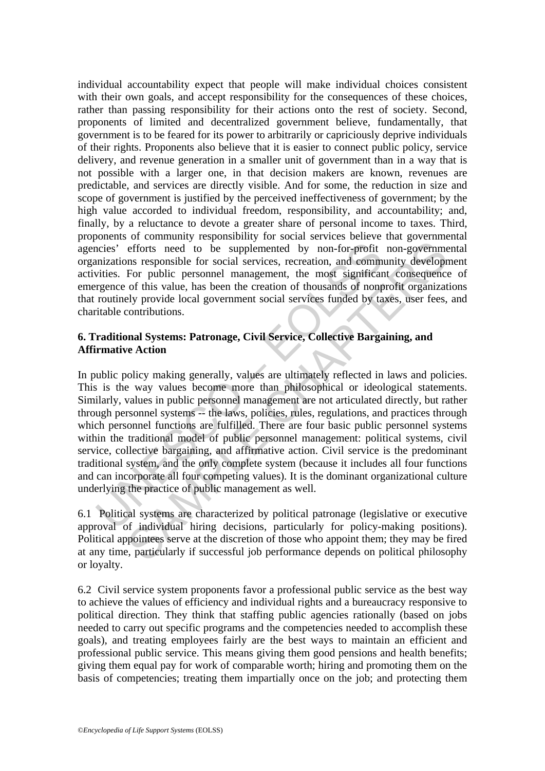individual accountability expect that people will make individual choices consistent with their own goals, and accept responsibility for the consequences of these choices, rather than passing responsibility for their actions onto the rest of society. Second, proponents of limited and decentralized government believe, fundamentally, that government is to be feared for its power to arbitrarily or capriciously deprive individuals of their rights. Proponents also believe that it is easier to connect public policy, service delivery, and revenue generation in a smaller unit of government than in a way that is not possible with a larger one, in that decision makers are known, revenues are predictable, and services are directly visible. And for some, the reduction in size and scope of government is justified by the perceived ineffectiveness of government; by the high value accorded to individual freedom, responsibility, and accountability; and, finally, by a reluctance to devote a greater share of personal income to taxes. Third, proponents of community responsibility for social services believe that governmental agencies' efforts need to be supplemented by non-for-profit non-governmental organizations responsible for social services, recreation, and community development activities. For public personnel management, the most significant consequence of emergence of this value, has been the creation of thousands of nonprofit organizations that routinely provide local government social services funded by taxes, user fees, and charitable contributions.

## 6. Traditional Systems: Patronage, Civil Service, Collective Bargaining, and Affirmative Action

In public policy making generally, values are ultimately reflected in laws and policies. This is the way values become more than philosophical or ideological statements. Similarly, values in public personnel management are not articulated directly, but rather through personnel systems -- the laws, policies, rules, regulations, and practices through which personnel functions are fulfilled. There are four basic public personnel systems within the traditional model of public personnel management: political systems, civil service, collective bargaining, and affirmative action. Civil service is the predominant traditional system, and the only complete system (because it includes all four functions and can incorporate all four competing values). It is the dominant organizational culture underlying the practice of public management as well.

6.1 Political systems are characterized by political patronage (legislative or executive approval of individual hiring decisions, particularly for policy-making positions). Political appointees serve at the discretion of those who appoint them; they may be fired at any time, particularly if successful job performance depends on political philosophy or loyalty.

6.2 Civil service system proponents favor a professional public service as the best way to achieve the values of efficiency and individual rights and a bureaucracy responsive to political direction. They think that staffing public agencies rationally (based on jobs needed to carry out specific programs and the competencies needed to accomplish these goals), and treating employees fairly are the best ways to maintain an efficient and professional public service. This means giving them good pensions and health benefits; giving them equal pay for work of comparable worth; hiring and promoting them on the basis of competencies; treating them impartially once on the job; and protecting them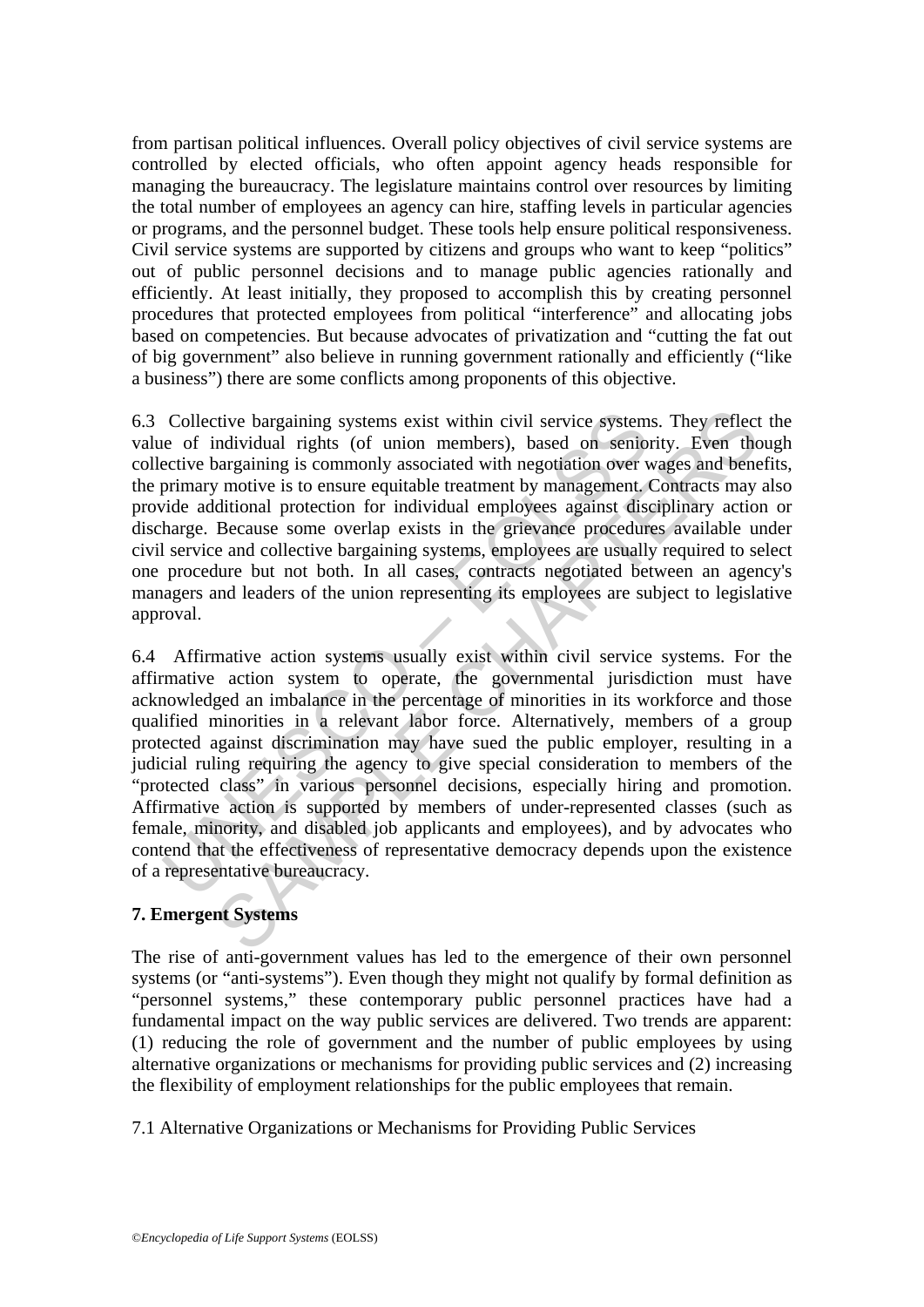from partisan political influences. Overall policy objectives of civil service systems are controlled by elected officials, who often appoint agency heads responsible for managing the bureaucracy. The legislature maintains control over resources by limiting the total number of employees an agency can hire, staffing levels in particular agencies or programs, and the personnel budget. These tools help ensure political responsiveness. Civil service systems are supported by citizens and groups who want to keep "politics" out of public personnel decisions and to manage public agencies rationally and efficiently. At least initially, they proposed to accomplish this by creating personnel procedures that protected employees from political "interference" and allocating jobs based on competencies. But because advocates of privatization and "cutting the fat out of big government" also believe in running government rationally and efficiently ("like a business") there are some conflicts among proponents of this objective.

6.3 Collective bargaining systems exist within civil service systems. They reflect the value of individual rights (of union members), based on seniority. Even though collective bargaining is commonly associated with negotiation over wages and benefits, the primary motive is to ensure equitable treatment by management. Contracts may also provide additional protection for individual employees against disciplinary action or discharge. Because some overlap exists in the grievance procedures available under civil service and collective bargaining systems, employees are usually required to select one procedure but not both. In all cases, contracts negotiated between an agency's managers and leaders of the union representing its employees are subject to legislative approval.

6.4 Affirmative action systems usually exist within civil service systems. For the affirmative action system to operate, the governmental jurisdiction must have acknowledged an imbalance in the percentage of minorities in its workforce and those qualified minorities in a relevant labor force. Alternatively, members of a group protected against discrimination may have sued the public employer, resulting in a judicial ruling requiring the agency to give special consideration to members of the "protected class" in various personnel decisions, especially hiring and promotion. Affirmative action is supported by members of under-represented classes (such as female, minority, and disabled job applicants and employees), and by advocates who contend that the effectiveness of representative democracy depends upon the existence of a representative bureaucracy.

## 7. Emergent Systems

The rise of anti-government values has led to the emergence of their own personnel systems (or "anti-systems"). Even though they might not qualify by formal definition as "personnel systems," these contemporary public personnel practices have had a fundamental impact on the way public services are delivered. Two trends are apparent: (1) reducing the role of government and the number of public employees by using alternative organizations or mechanisms for providing public services and (2) increasing the flexibility of employment relationships for the public employees that remain.

### 7.1 Alternative Organizations or Mechanisms for Providing Public Services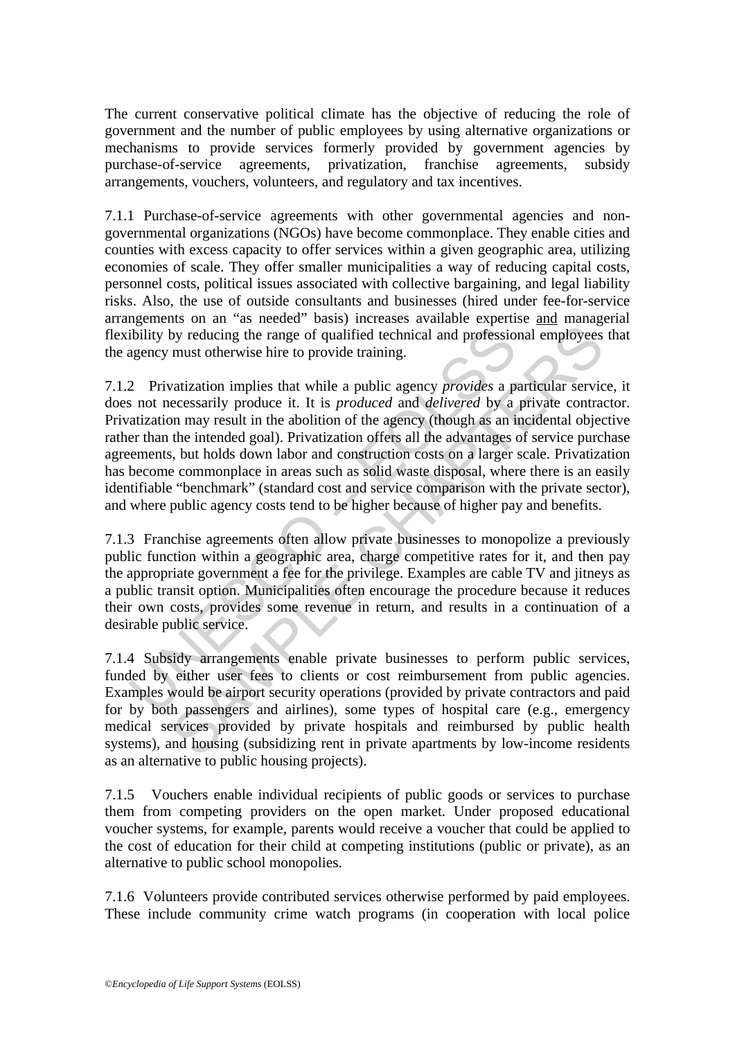The current conservative political climate has the objective of reducing the role of government and the number of public employees by using alternative organizations or mechanisms to provide services formerly provided by government agencies by purchase-of-service agreements, privatization, franchise agreements, subsidy arrangements, vouchers, volunteers, and regulatory and tax incentives.

7.1.1 Purchase-of-service agreements with other governmental agencies and non-governmental organizations (NGOs) have become commonplace. They enable cities and counties with excess capacity to offer services within a given geographic area, utilizing economies of scale. They offer smaller municipalities a way of reducing capital costs, personnel costs, political issues associated with collective bargaining, and legal liability risks. Also, the use of outside consultants and businesses (hired under fee-for-service arrangements on an "as needed" basis) increases available expertise <u>and</u> managerial flexibility by reducing the range of qualified technical and professional employees that the agency must otherwise hire to provide training.

7.1.2 Privatization implies that while a public agency *provides* a particular service, it does not necessarily produce it. It is *produced* and *delivered* by a private contractor. Privatization may result in the abolition of the agency (though as an incidental objective rather than the intended goal). Privatization offers all the advantages of service purchase agreements, but holds down labor and construction costs on a larger scale. Privatization has become commonplace in areas such as solid waste disposal, where there is an easily identifiable "benchmark" (standard cost and service comparison with the private sector), and where public agency costs tend to be higher because of higher pay and benefits.

7.1.3 Franchise agreements often allow private businesses to monopolize a previously public function within a geographic area, charge competitive rates for it, and then pay the appropriate government a fee for the privilege. Examples are cable TV and jitneys as a public transit option. Municipalities often encourage the procedure because it reduces their own costs, provides some revenue in return, and results in a continuation of a desirable public service.

7.1.4 Subsidy arrangements enable private businesses to perform public services, funded by either user fees to clients or cost reimbursement from public agencies. Examples would be airport security operations (provided by private contractors and paid for by both passengers and airlines), some types of hospital care (e.g., emergency medical services provided by private hospitals and reimbursed by public health systems), and housing (subsidizing rent in private apartments by low-income residents as an alternative to public housing projects).

7.1.5 Vouchers enable individual recipients of public goods or services to purchase them from competing providers on the open market. Under proposed educational voucher systems, for example, parents would receive a voucher that could be applied to the cost of education for their child at competing institutions (public or private), as an alternative to public school monopolies.

7.1.6 Volunteers provide contributed services otherwise performed by paid employees. These include community crime watch programs (in cooperation with local police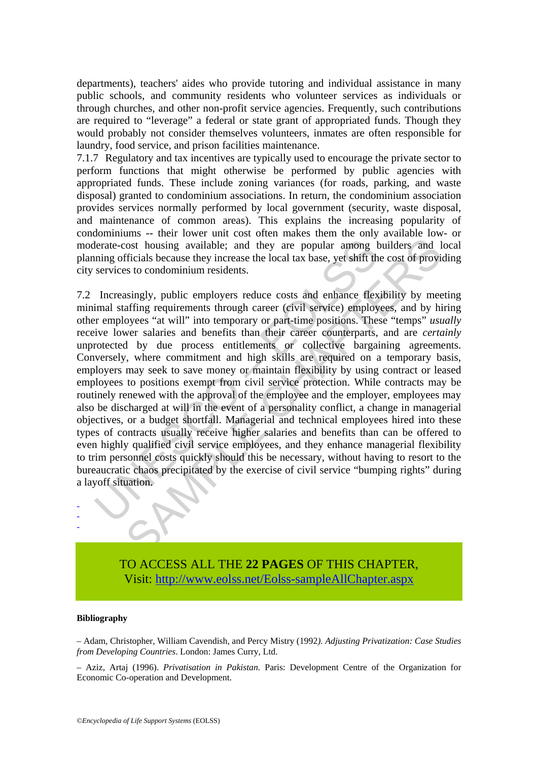departments), teachers' aides who provide tutoring and individual assistance in many public schools, and community residents who volunteer services as individuals or through churches, and other non-profit service agencies. Frequently, such contributions are required to "leverage" a federal or state grant of appropriated funds. Though they would probably not consider themselves volunteers, inmates are often responsible for laundry, food service, and prison facilities maintenance.

7.1.7 Regulatory and tax incentives are typically used to encourage the private sector to perform functions that might otherwise be performed by public agencies with appropriated funds. These include zoning variances (for roads, parking, and waste disposal) granted to condominium associations. In return, the condominium association provides services normally performed by local government (security, waste disposal, and maintenance of common areas). This explains the increasing popularity of condominiums -- their lower unit cost often makes them the only available low- or moderate-cost housing available; and they are popular among builders and local planning officials because they increase the local tax base, yet shift the cost of providing city services to condominium residents.

7.2 Increasingly, public employers reduce costs and enhance flexibility by meeting minimal staffing requirements through career (civil service) employees, and by hiring other employees "at will" into temporary or part-time positions. These "temps" *usually* receive lower salaries and benefits than their career counterparts, and are *certainly* unprotected by due process entitlements or collective bargaining agreements. Conversely, where commitment and high skills are required on a temporary basis, employers may seek to save money or maintain flexibility by using contract or leased employees to positions exempt from civil service protection. While contracts may be routinely renewed with the approval of the employee and the employer, employees may also be discharged at will in the event of a personality conflict, a change in managerial objectives, or a budget shortfall. Managerial and technical employees hired into these types of contracts usually receive higher salaries and benefits than can be offered to even highly qualified civil service employees, and they enhance managerial flexibility to trim personnel costs quickly should this be necessary, without having to resort to the bureaucratic chaos precipitated by the exercise of civil service "bumping rights" during a layoff situation.

-
-
-

TO ACCESS ALL THE **22 PAGES** OF THIS CHAPTER,
Visit: http://www.eolss.net/Eolss-sampleAllChapter.aspx

**Bibliography**

– Adam, Christopher, William Cavendish, and Percy Mistry (1992*). Adjusting Privatization: Case Studies from Developing Countries*. London: James Curry, Ltd.

– Aziz, Artaj (1996). *Privatisation in Pakistan.* Paris: Development Centre of the Organization for Economic Co-operation and Development.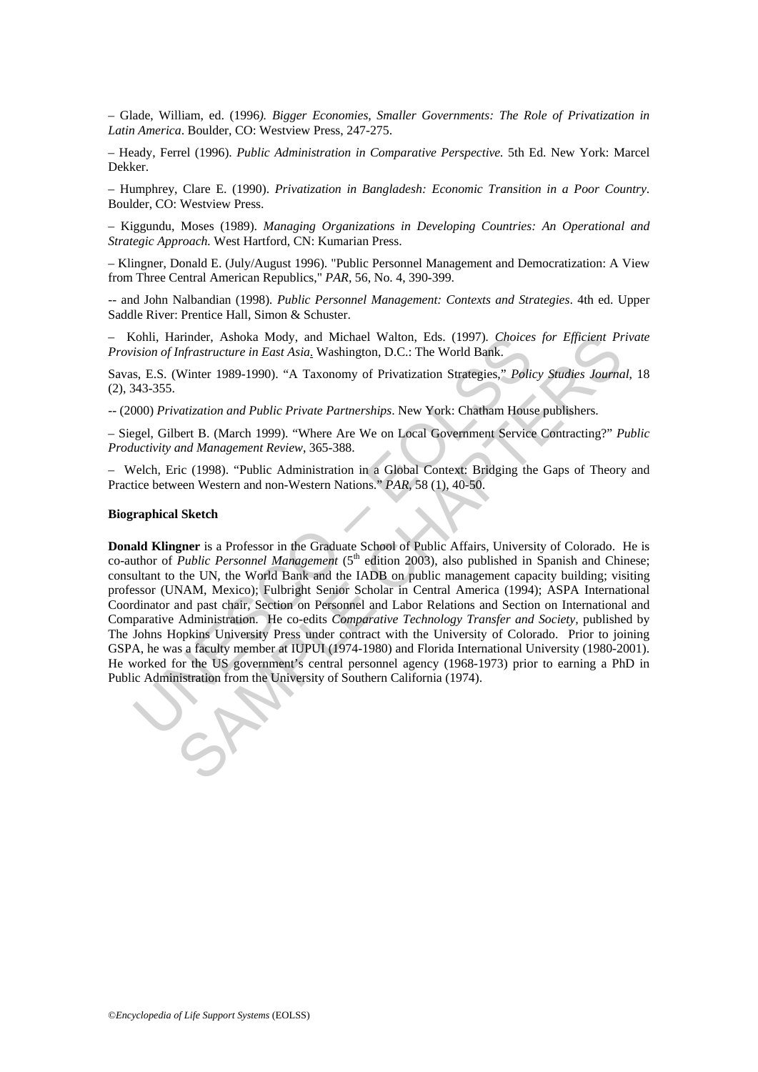– Glade, William, ed. (1996). *Bigger Economies, Smaller Governments: The Role of Privatization in Latin America*. Boulder, CO: Westview Press, 247-275.

– Heady, Ferrel (1996). *Public Administration in Comparative Perspective.* 5th Ed. New York: Marcel Dekker.

– Humphrey, Clare E. (1990). *Privatization in Bangladesh: Economic Transition in a Poor Country*. Boulder, CO: Westview Press.

– Kiggundu, Moses (1989). *Managing Organizations in Developing Countries: An Operational and Strategic Approach.* West Hartford, CN: Kumarian Press.

– Klingner, Donald E. (July/August 1996). "Public Personnel Management and Democratization: A View from Three Central American Republics," *PAR*, 56, No. 4, 390-399.

-- and John Nalbandian (1998). *Public Personnel Management: Contexts and Strategies*. 4th ed. Upper Saddle River: Prentice Hall, Simon & Schuster.

– Kohli, Harinder, Ashoka Mody, and Michael Walton, Eds. (1997). *Choices for Efficient Private Provision of Infrastructure in East Asia*. Washington, D.C.: The World Bank.

Savas, E.S. (Winter 1989-1990). "A Taxonomy of Privatization Strategies," *Policy Studies Journal*, 18 (2), 343-355.

-- (2000) *Privatization and Public Private Partnerships*. New York: Chatham House publishers.

– Siegel, Gilbert B. (March 1999). "Where Are We on Local Government Service Contracting?" *Public Productivity and Management Review*, 365-388.

– Welch, Eric (1998). "Public Administration in a Global Context: Bridging the Gaps of Theory and Practice between Western and non-Western Nations." *PAR*, 58 (1), 40-50.

**Biographical Sketch**

**Donald Klingner** is a Professor in the Graduate School of Public Affairs, University of Colorado. He is co-author of *Public Personnel Management* (5th edition 2003), also published in Spanish and Chinese; consultant to the UN, the World Bank and the IADB on public management capacity building; visiting professor (UNAM, Mexico); Fulbright Senior Scholar in Central America (1994); ASPA International Coordinator and past chair, Section on Personnel and Labor Relations and Section on International and Comparative Administration. He co-edits *Comparative Technology Transfer and Society*, published by The Johns Hopkins University Press under contract with the University of Colorado. Prior to joining GSPA, he was a faculty member at IUPUI (1974-1980) and Florida International University (1980-2001). He worked for the US government's central personnel agency (1968-1973) prior to earning a PhD in Public Administration from the University of Southern California (1974).